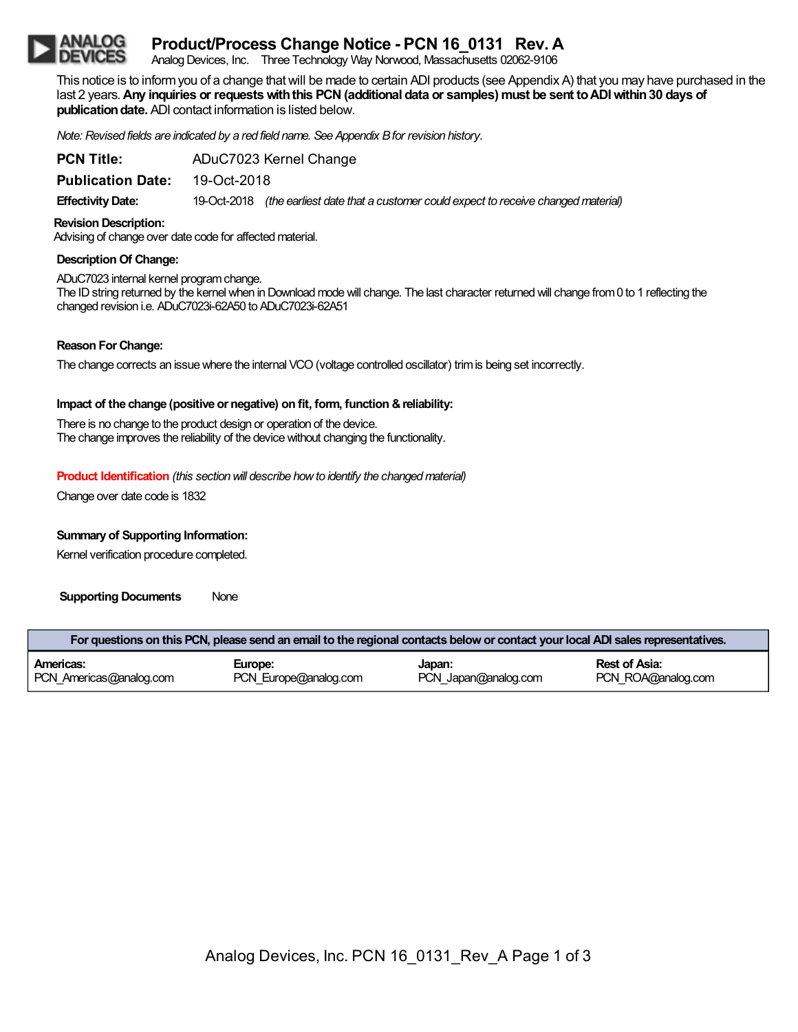# Product/Process Change Notice - PCN 16_0131 Rev. A

Analog Devices, Inc. Three Technology Way Norwood, Massachusetts 02062-9106

This notice is to inform you of a change that will be made to certain ADI products (see Appendix A) that you may have purchased in the last 2 years. **Any inquiries or requests with this PCN (additional data or samples) must be sent to ADI within 30 days of publication date.** ADI contact information is listed below.

*Note: Revised fields are indicated by a red field name. See Appendix B for revision history.*

**PCN Title:** ADuC7023 Kernel Change

**Publication Date:** 19-Oct-2018

**Effectivity Date:** 19-Oct-2018 *(the earliest date that a customer could expect to receive changed material)*

**Revision Description:**

Advising of change over date code for affected material.

**Description Of Change:**

ADuC7023 internal kernel program change.
The ID string returned by the kernel when in Download mode will change. The last character returned will change from 0 to 1 reflecting the changed revision i.e. ADuC7023i-62A50 to ADuC7023i-62A51

**Reason For Change:**

The change corrects an issue where the internal VCO (voltage controlled oscillator) trim is being set incorrectly.

**Impact of the change (positive or negative) on fit, form, function & reliability:**

There is no change to the product design or operation of the device.
The change improves the reliability of the device without changing the functionality.

**Product Identification** *(this section will describe how to identify the changed material)*

Change over date code is 1832

**Summary of Supporting Information:**

Kernel verification procedure completed.

**Supporting Documents** None

| For questions on this PCN, please send an email to the regional contacts below or contact your local ADI sales representatives. | | | |
|---|---|---|---|
| **Americas:** PCN_Americas@analog.com | **Europe:** PCN_Europe@analog.com | **Japan:** PCN_Japan@analog.com | **Rest of Asia:** PCN_ROA@analog.com |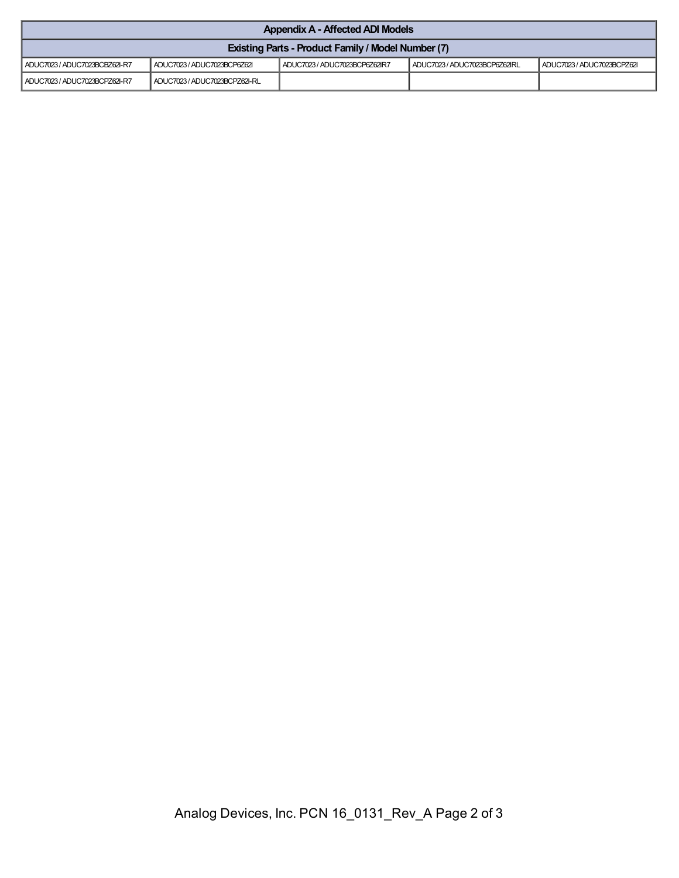| Appendix A - Affected ADI Models | | | | |
|---|---|---|---|---|
| Existing Parts - Product Family / Model Number (7) | | | | |
| ADUC7023 / ADUC7023BCBZ62I-R7 | ADUC7023 / ADUC7023BCP6Z62I | ADUC7023 / ADUC7023BCP6Z62IR7 | ADUC7023 / ADUC7023BCP6Z62IRL | ADUC7023 / ADUC7023BCPZ62I |
| ADUC7023 / ADUC7023BCPZ62I-R7 | ADUC7023 / ADUC7023BCPZ62I-RL | | | |

Analog Devices, Inc. PCN 16_0131_Rev_A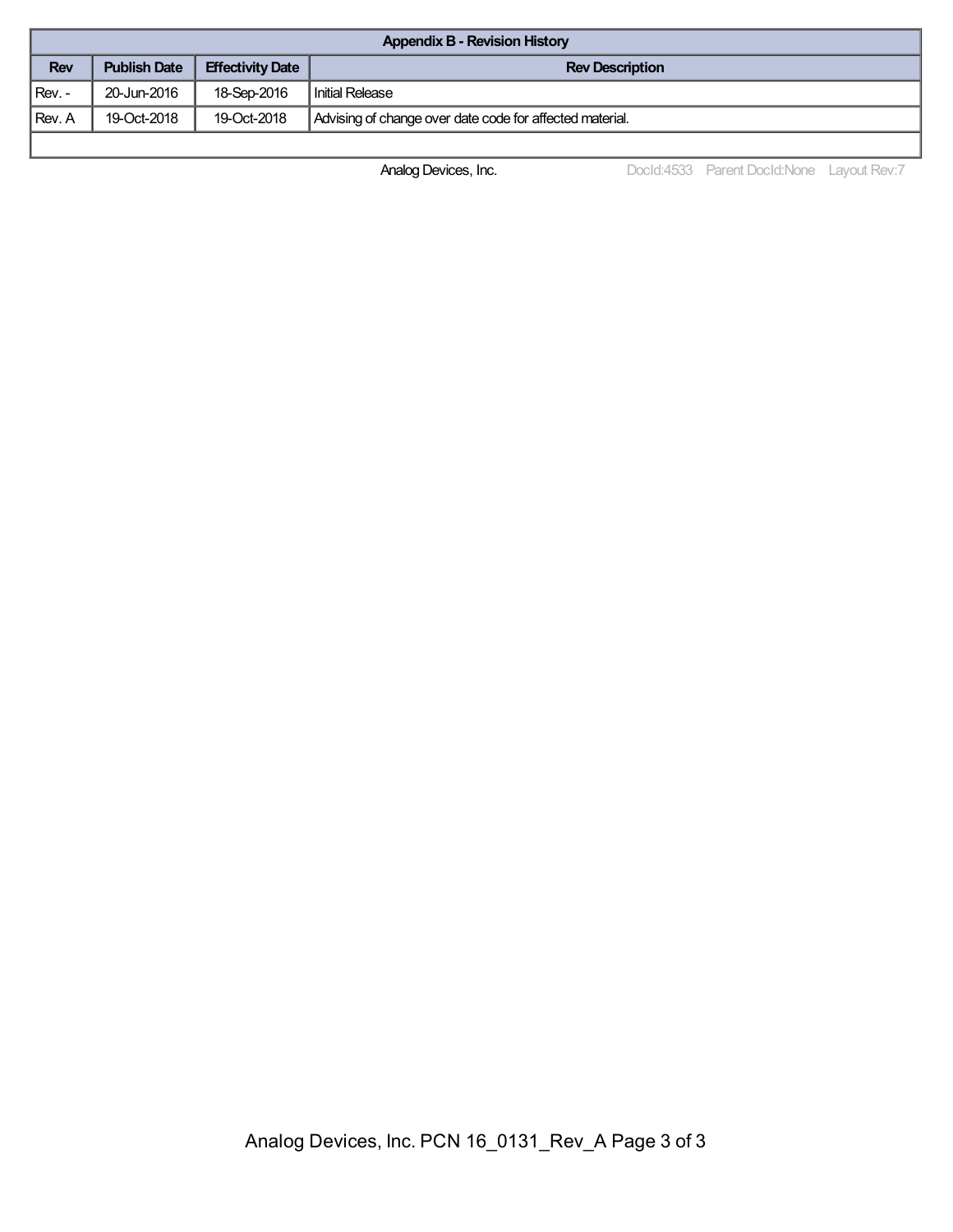## Appendix B - Revision History

| Rev | Publish Date | Effectivity Date | Rev Description |
|---|---|---|---|
| Rev. - | 20-Jun-2016 | 18-Sep-2016 | Initial Release |
| Rev. A | 19-Oct-2018 | 19-Oct-2018 | Advising of change over date code for affected material. |

Analog Devices, Inc. DocId:4533 Parent DocId:None Layout Rev:7